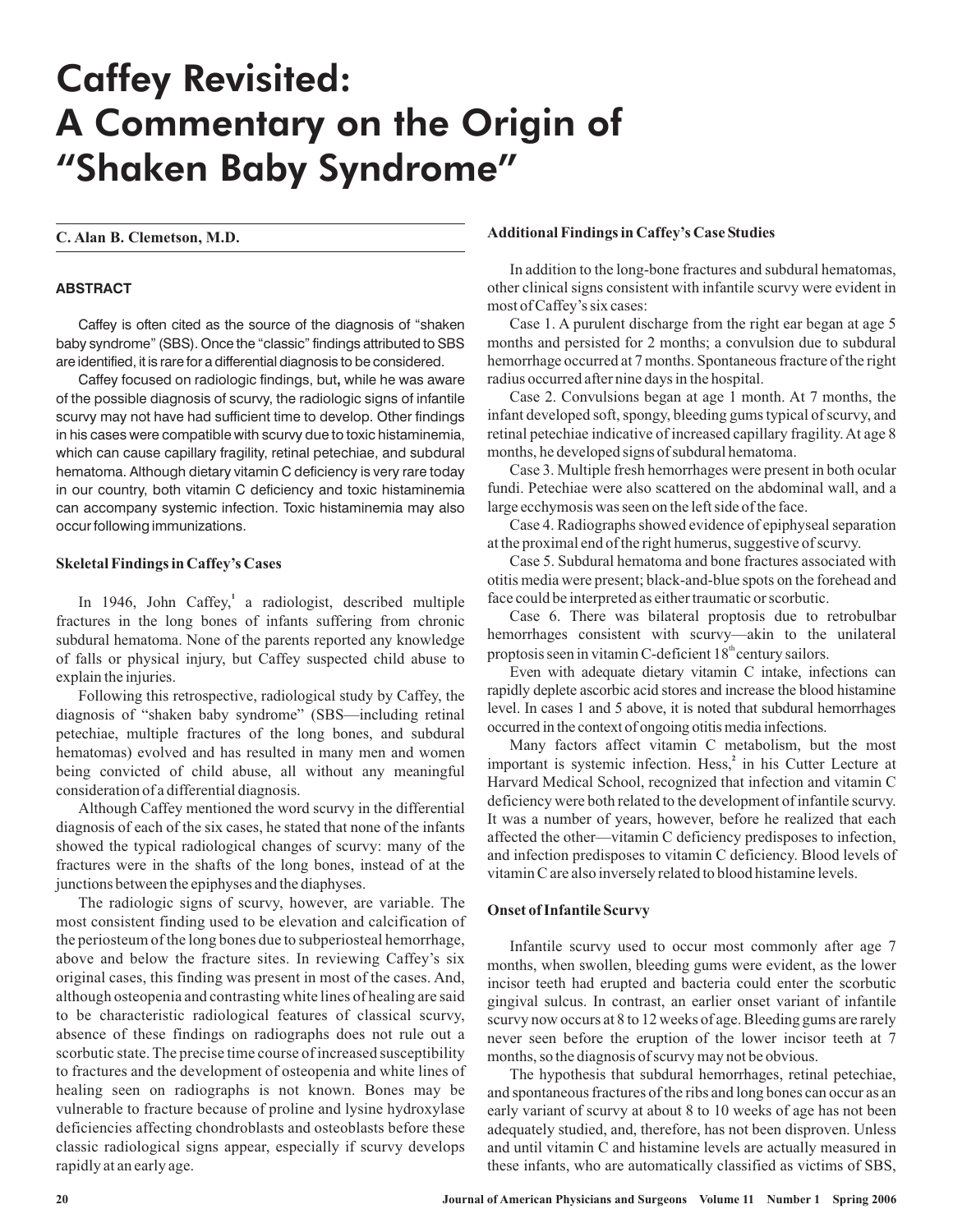# Caffey Revisited: A Commentary on the Origin of "Shaken Baby Syndrome"

**C. Alan B. Clemetson, M.D.**

## ABSTRACT

Caffey is often cited as the source of the diagnosis of "shaken baby syndrome" (SBS). Once the "classic" findings attributed to SBS are identified, it is rare for a differential diagnosis to be considered.

Caffey focused on radiologic findings, but**,** while he was aware of the possible diagnosis of scurvy, the radiologic signs of infantile scurvy may not have had sufficient time to develop. Other findings in his cases were compatible with scurvy due to toxic histaminemia, which can cause capillary fragility, retinal petechiae, and subdural hematoma. Although dietary vitamin C deficiency is very rare today in our country, both vitamin C deficiency and toxic histaminemia can accompany systemic infection. Toxic histaminemia may also occur following immunizations.

### Skeletal Findings in Caffey's Cases

In 1946, John Caffey,[1] a radiologist, described multiple fractures in the long bones of infants suffering from chronic subdural hematoma. None of the parents reported any knowledge of falls or physical injury, but Caffey suspected child abuse to explain the injuries.

Following this retrospective, radiological study by Caffey, the diagnosis of "shaken baby syndrome" (SBS—including retinal petechiae, multiple fractures of the long bones, and subdural hematomas) evolved and has resulted in many men and women being convicted of child abuse, all without any meaningful consideration of a differential diagnosis.

Although Caffey mentioned the word scurvy in the differential diagnosis of each of the six cases, he stated that none of the infants showed the typical radiological changes of scurvy: many of the fractures were in the shafts of the long bones, instead of at the junctions between the epiphyses and the diaphyses.

The radiologic signs of scurvy, however, are variable. The most consistent finding used to be elevation and calcification of the periosteum of the long bones due to subperiosteal hemorrhage, above and below the fracture sites. In reviewing Caffey's six original cases, this finding was present in most of the cases. And, although osteopenia and contrasting white lines of healing are said to be characteristic radiological features of classical scurvy, absence of these findings on radiographs does not rule out a scorbutic state. The precise time course of increased susceptibility to fractures and the development of osteopenia and white lines of healing seen on radiographs is not known. Bones may be vulnerable to fracture because of proline and lysine hydroxylase deficiencies affecting chondroblasts and osteoblasts before these classic radiological signs appear, especially if scurvy develops rapidly at an early age.

### Additional Findings in Caffey's Case Studies

In addition to the long-bone fractures and subdural hematomas, other clinical signs consistent with infantile scurvy were evident in most of Caffey's six cases:

Case 1. A purulent discharge from the right ear began at age 5 months and persisted for 2 months; a convulsion due to subdural hemorrhage occurred at 7 months. Spontaneous fracture of the right radius occurred after nine days in the hospital.

Case 2. Convulsions began at age 1 month. At 7 months, the infant developed soft, spongy, bleeding gums typical of scurvy, and retinal petechiae indicative of increased capillary fragility. At age 8 months, he developed signs of subdural hematoma.

Case 3. Multiple fresh hemorrhages were present in both ocular fundi. Petechiae were also scattered on the abdominal wall, and a large ecchymosis was seen on the left side of the face.

Case 4. Radiographs showed evidence of epiphyseal separation at the proximal end of the right humerus, suggestive of scurvy.

Case 5. Subdural hematoma and bone fractures associated with otitis media were present; black-and-blue spots on the forehead and face could be interpreted as either traumatic or scorbutic.

Case 6. There was bilateral proptosis due to retrobulbar hemorrhages consistent with scurvy—akin to the unilateral proptosis seen in vitamin C-deficient 18th century sailors.

Even with adequate dietary vitamin C intake, infections can rapidly deplete ascorbic acid stores and increase the blood histamine level. In cases 1 and 5 above, it is noted that subdural hemorrhages occurred in the context of ongoing otitis media infections.

Many factors affect vitamin C metabolism, but the most important is systemic infection. Hess,[2] in his Cutter Lecture at Harvard Medical School, recognized that infection and vitamin C deficiency were both related to the development of infantile scurvy. It was a number of years, however, before he realized that each affected the other—vitamin C deficiency predisposes to infection, and infection predisposes to vitamin C deficiency. Blood levels of vitamin C are also inversely related to blood histamine levels.

### Onset of Infantile Scurvy

Infantile scurvy used to occur most commonly after age 7 months, when swollen, bleeding gums were evident, as the lower incisor teeth had erupted and bacteria could enter the scorbutic gingival sulcus. In contrast, an earlier onset variant of infantile scurvy now occurs at 8 to 12 weeks of age. Bleeding gums are rarely never seen before the eruption of the lower incisor teeth at 7 months, so the diagnosis of scurvy may not be obvious.

The hypothesis that subdural hemorrhages, retinal petechiae, and spontaneous fractures of the ribs and long bones can occur as an early variant of scurvy at about 8 to 10 weeks of age has not been adequately studied, and, therefore, has not been disproven. Unless and until vitamin C and histamine levels are actually measured in these infants, who are automatically classified as victims of SBS,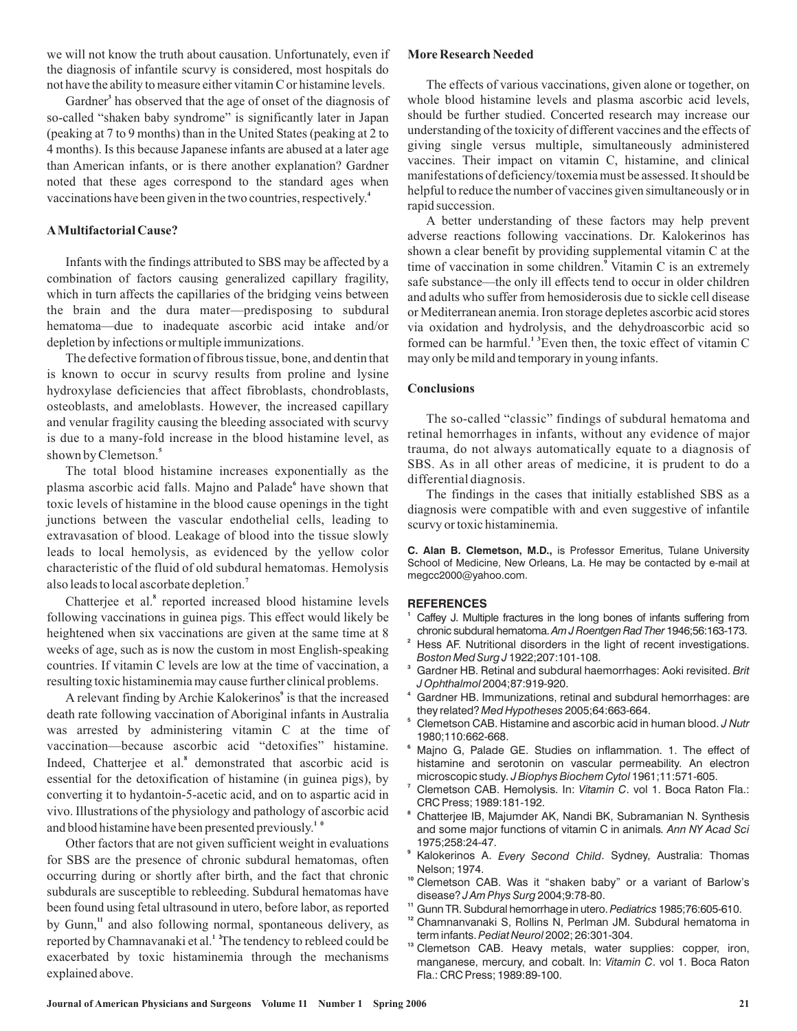we will not know the truth about causation. Unfortunately, even if the diagnosis of infantile scurvy is considered, most hospitals do not have the ability to measure either vitamin C or histamine levels.

Gardner[3] has observed that the age of onset of the diagnosis of so-called "shaken baby syndrome" is significantly later in Japan (peaking at 7 to 9 months) than in the United States (peaking at 2 to 4 months). Is this because Japanese infants are abused at a later age than American infants, or is there another explanation? Gardner noted that these ages correspond to the standard ages when vaccinations have been given in the two countries, respectively.[4]

### A Multifactorial Cause?

Infants with the findings attributed to SBS may be affected by a combination of factors causing generalized capillary fragility, which in turn affects the capillaries of the bridging veins between the brain and the dura mater—predisposing to subdural hematoma—due to inadequate ascorbic acid intake and/or depletion by infections or multiple immunizations.

The defective formation of fibrous tissue, bone, and dentin that is known to occur in scurvy results from proline and lysine hydroxylase deficiencies that affect fibroblasts, chondroblasts, osteoblasts, and ameloblasts. However, the increased capillary and venular fragility causing the bleeding associated with scurvy is due to a many-fold increase in the blood histamine level, as shown by Clemetson.[5]

The total blood histamine increases exponentially as the plasma ascorbic acid falls. Majno and Palade[6] have shown that toxic levels of histamine in the blood cause openings in the tight junctions between the vascular endothelial cells, leading to extravasation of blood. Leakage of blood into the tissue slowly leads to local hemolysis, as evidenced by the yellow color characteristic of the fluid of old subdural hematomas. Hemolysis also leads to local ascorbate depletion.[7]

Chatterjee et al.[8] reported increased blood histamine levels following vaccinations in guinea pigs. This effect would likely be heightened when six vaccinations are given at the same time at 8 weeks of age, such as is now the custom in most English-speaking countries. If vitamin C levels are low at the time of vaccination, a resulting toxic histaminemia may cause further clinical problems.

A relevant finding by Archie Kalokerinos[9] is that the increased death rate following vaccination of Aboriginal infants in Australia was arrested by administering vitamin C at the time of vaccination—because ascorbic acid "detoxifies" histamine. Indeed, Chatterjee et al.[8] demonstrated that ascorbic acid is essential for the detoxification of histamine (in guinea pigs), by converting it to hydantoin-5-acetic acid, and on to aspartic acid in vivo. Illustrations of the physiology and pathology of ascorbic acid and blood histamine have been presented previously.[10]

Other factors that are not given sufficient weight in evaluations for SBS are the presence of chronic subdural hematomas, often occurring during or shortly after birth, and the fact that chronic subdurals are susceptible to rebleeding. Subdural hematomas have been found using fetal ultrasound in utero, before labor, as reported by Gunn,[11] and also following normal, spontaneous delivery, as reported by Chamnavanaki et al.[12] The tendency to rebleed could be exacerbated by toxic histaminemia through the mechanisms explained above.

### More Research Needed

The effects of various vaccinations, given alone or together, on whole blood histamine levels and plasma ascorbic acid levels, should be further studied. Concerted research may increase our understanding of the toxicity of different vaccines and the effects of giving single versus multiple, simultaneously administered vaccines. Their impact on vitamin C, histamine, and clinical manifestations of deficiency/toxemia must be assessed. It should be helpful to reduce the number of vaccines given simultaneously or in rapid succession.

A better understanding of these factors may help prevent adverse reactions following vaccinations. Dr. Kalokerinos has shown a clear benefit by providing supplemental vitamin C at the time of vaccination in some children.[9] Vitamin C is an extremely safe substance—the only ill effects tend to occur in older children and adults who suffer from hemosiderosis due to sickle cell disease or Mediterranean anemia. Iron storage depletes ascorbic acid stores via oxidation and hydrolysis, and the dehydroascorbic acid so formed can be harmful.[13] Even then, the toxic effect of vitamin C may only be mild and temporary in young infants.

### Conclusions

The so-called "classic" findings of subdural hematoma and retinal hemorrhages in infants, without any evidence of major trauma, do not always automatically equate to a diagnosis of SBS. As in all other areas of medicine, it is prudent to do a differential diagnosis.

The findings in the cases that initially established SBS as a diagnosis were compatible with and even suggestive of infantile scurvy or toxic histaminemia.

**C. Alan B. Clemetson, M.D.,** is Professor Emeritus, Tulane University School of Medicine, New Orleans, La. He may be contacted by e-mail at megcc2000@yahoo.com.

### REFERENCES

1. Caffey J. Multiple fractures in the long bones of infants suffering from chronic subdural hematoma. *Am J Roentgen Rad Ther* 1946;56:163-173.
2. Hess AF. Nutritional disorders in the light of recent investigations. *Boston Med Surg J* 1922;207:101-108.
3. Gardner HB. Retinal and subdural haemorrhages: Aoki revisited. *Brit J Ophthalmol* 2004;87:919-920.
4. Gardner HB. Immunizations, retinal and subdural hemorrhages: are they related? *Med Hypotheses* 2005;64:663-664.
5. Clemetson CAB. Histamine and ascorbic acid in human blood. *J Nutr* 1980;110:662-668.
6. Majno G, Palade GE. Studies on inflammation. 1. The effect of histamine and serotonin on vascular permeability. An electron microscopic study. *J Biophys Biochem Cytol* 1961;11:571-605.
7. Clemetson CAB. Hemolysis. In: *Vitamin C*. vol 1. Boca Raton Fla.: CRC Press; 1989:181-192.
8. Chatterjee IB, Majumder AK, Nandi BK, Subramanian N. Synthesis and some major functions of vitamin C in animals. *Ann NY Acad Sci* 1975;258:24-47.
9. Kalokerinos A. *Every Second Child*. Sydney, Australia: Thomas Nelson; 1974.
10. Clemetson CAB. Was it "shaken baby" or a variant of Barlow's disease? *J Am Phys Surg* 2004;9:78-80.
11. Gunn TR. Subdural hemorrhage in utero. *Pediatrics* 1985;76:605-610.
12. Chamnanvanaki S, Rollins N, Perlman JM. Subdural hematoma in term infants. *Pediat Neurol* 2002; 26:301-304.
13. Clemetson CAB. Heavy metals, water supplies: copper, iron, manganese, mercury, and cobalt. In: *Vitamin C*. vol 1. Boca Raton Fla.: CRC Press; 1989:89-100.